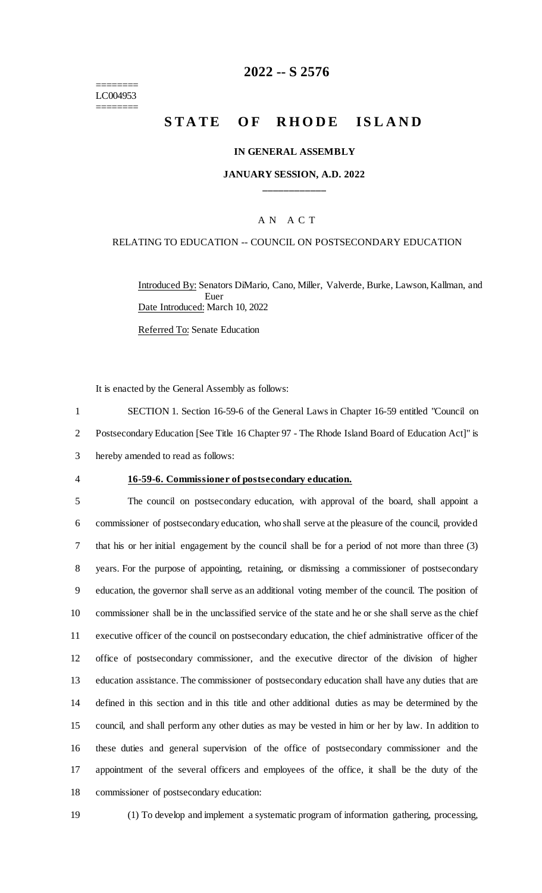========
LC004953
========

# 2022 -- S 2576

# STATE OF RHODE ISLAND

## IN GENERAL ASSEMBLY

### JANUARY SESSION, A.D. 2022

---

A N A C T

RELATING TO EDUCATION -- COUNCIL ON POSTSECONDARY EDUCATION

Introduced By: Senators DiMario, Cano, Miller, Valverde, Burke, Lawson, Kallman, and Euer

Date Introduced: March 10, 2022

Referred To: Senate Education

It is enacted by the General Assembly as follows:

1 SECTION 1. Section 16-59-6 of the General Laws in Chapter 16-59 entitled "Council on
2 Postsecondary Education [See Title 16 Chapter 97 - The Rhode Island Board of Education Act]" is
3 hereby amended to read as follows:

4 **16-59-6. Commissioner of postsecondary education.**

5 The council on postsecondary education, with approval of the board, shall appoint a
6 commissioner of postsecondary education, who shall serve at the pleasure of the council, provided
7 that his or her initial engagement by the council shall be for a period of not more than three (3)
8 years. For the purpose of appointing, retaining, or dismissing a commissioner of postsecondary
9 education, the governor shall serve as an additional voting member of the council. The position of
10 commissioner shall be in the unclassified service of the state and he or she shall serve as the chief
11 executive officer of the council on postsecondary education, the chief administrative officer of the
12 office of postsecondary commissioner, and the executive director of the division of higher
13 education assistance. The commissioner of postsecondary education shall have any duties that are
14 defined in this section and in this title and other additional duties as may be determined by the
15 council, and shall perform any other duties as may be vested in him or her by law. In addition to
16 these duties and general supervision of the office of postsecondary commissioner and the
17 appointment of the several officers and employees of the office, it shall be the duty of the
18 commissioner of postsecondary education:

19 (1) To develop and implement a systematic program of information gathering, processing,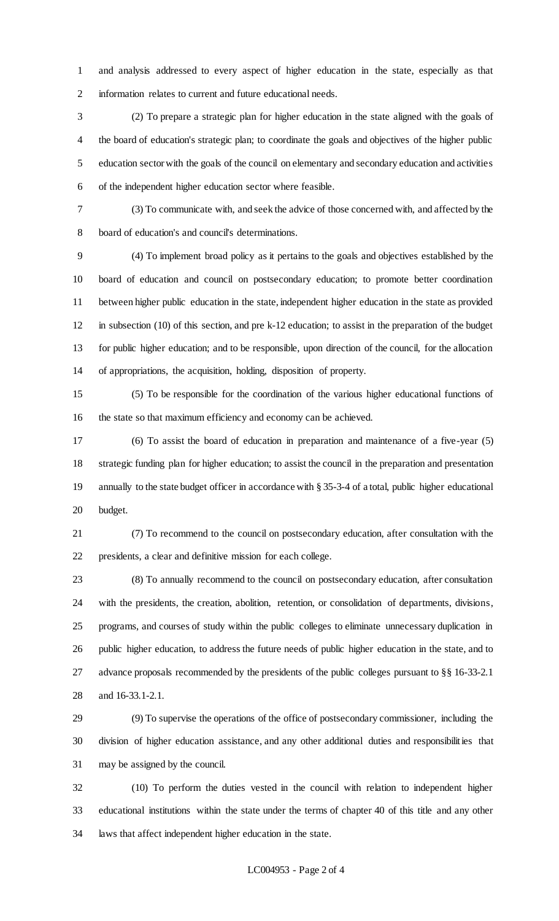and analysis addressed to every aspect of higher education in the state, especially as that information relates to current and future educational needs.

(2) To prepare a strategic plan for higher education in the state aligned with the goals of the board of education's strategic plan; to coordinate the goals and objectives of the higher public education sector with the goals of the council on elementary and secondary education and activities of the independent higher education sector where feasible.

(3) To communicate with, and seek the advice of those concerned with, and affected by the board of education's and council's determinations.

(4) To implement broad policy as it pertains to the goals and objectives established by the board of education and council on postsecondary education; to promote better coordination between higher public education in the state, independent higher education in the state as provided in subsection (10) of this section, and pre k-12 education; to assist in the preparation of the budget for public higher education; and to be responsible, upon direction of the council, for the allocation of appropriations, the acquisition, holding, disposition of property.

(5) To be responsible for the coordination of the various higher educational functions of the state so that maximum efficiency and economy can be achieved.

(6) To assist the board of education in preparation and maintenance of a five-year (5) strategic funding plan for higher education; to assist the council in the preparation and presentation annually to the state budget officer in accordance with § 35-3-4 of a total, public higher educational budget.

(7) To recommend to the council on postsecondary education, after consultation with the presidents, a clear and definitive mission for each college.

(8) To annually recommend to the council on postsecondary education, after consultation with the presidents, the creation, abolition, retention, or consolidation of departments, divisions, programs, and courses of study within the public colleges to eliminate unnecessary duplication in public higher education, to address the future needs of public higher education in the state, and to advance proposals recommended by the presidents of the public colleges pursuant to §§ 16-33-2.1 and 16-33.1-2.1.

(9) To supervise the operations of the office of postsecondary commissioner, including the division of higher education assistance, and any other additional duties and responsibilities that may be assigned by the council.

(10) To perform the duties vested in the council with relation to independent higher educational institutions within the state under the terms of chapter 40 of this title and any other laws that affect independent higher education in the state.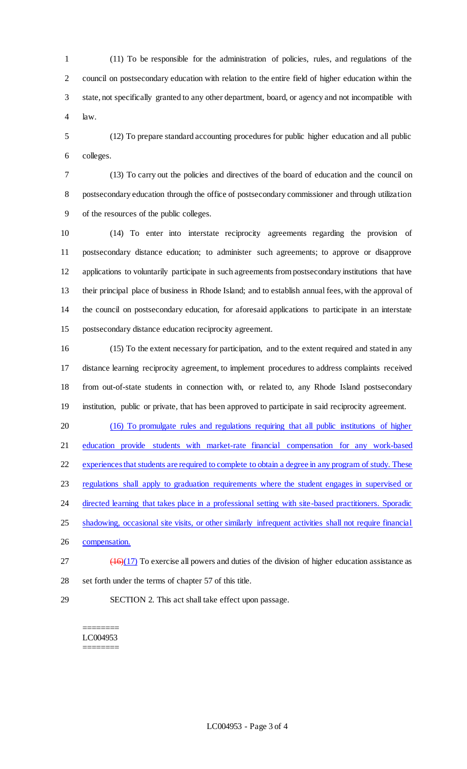(11) To be responsible for the administration of policies, rules, and regulations of the council on postsecondary education with relation to the entire field of higher education within the state, not specifically granted to any other department, board, or agency and not incompatible with law.

(12) To prepare standard accounting procedures for public higher education and all public colleges.

(13) To carry out the policies and directives of the board of education and the council on postsecondary education through the office of postsecondary commissioner and through utilization of the resources of the public colleges.

(14) To enter into interstate reciprocity agreements regarding the provision of postsecondary distance education; to administer such agreements; to approve or disapprove applications to voluntarily participate in such agreements from postsecondary institutions that have their principal place of business in Rhode Island; and to establish annual fees, with the approval of the council on postsecondary education, for aforesaid applications to participate in an interstate postsecondary distance education reciprocity agreement.

(15) To the extent necessary for participation, and to the extent required and stated in any distance learning reciprocity agreement, to implement procedures to address complaints received from out-of-state students in connection with, or related to, any Rhode Island postsecondary institution, public or private, that has been approved to participate in said reciprocity agreement.

<u>(16) To promulgate rules and regulations requiring that all public institutions of higher education provide students with market-rate financial compensation for any work-based experiences that students are required to complete to obtain a degree in any program of study. These regulations shall apply to graduation requirements where the student engages in supervised or directed learning that takes place in a professional setting with site-based practitioners. Sporadic shadowing, occasional site visits, or other similarly infrequent activities shall not require financial compensation.</u>

~~(16)~~<u>(17)</u> To exercise all powers and duties of the division of higher education assistance as set forth under the terms of chapter 57 of this title.

SECTION 2. This act shall take effect upon passage.

========
LC004953
========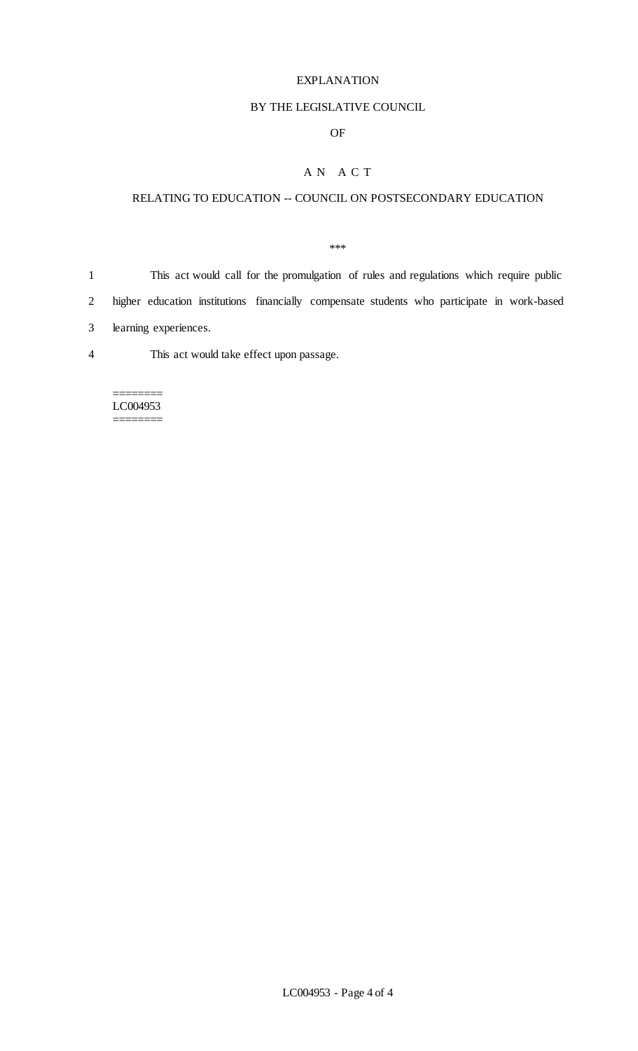EXPLANATION

BY THE LEGISLATIVE COUNCIL

OF

A N A C T

RELATING TO EDUCATION -- COUNCIL ON POSTSECONDARY EDUCATION

***

1 This act would call for the promulgation of rules and regulations which require public
2 higher education institutions financially compensate students who participate in work-based
3 learning experiences.
4 This act would take effect upon passage.

========
LC004953
========